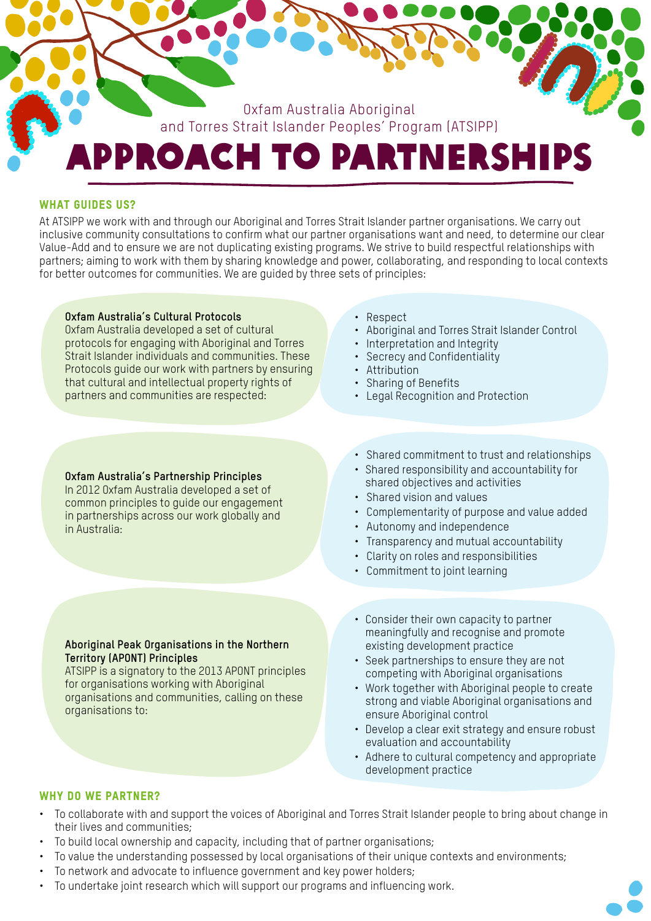Oxfam Australia Aboriginal and Torres Strait Islander Peoples' Program (ATSIPP)

# APPROACH TO PARTNERSHIPS

## WHAT GUIDES US?

At ATSIPP we work with and through our Aboriginal and Torres Strait Islander partner organisations. We carry out inclusive community consultations to confirm what our partner organisations want and need, to determine our clear Value-Add and to ensure we are not duplicating existing programs. We strive to build respectful relationships with partners; aiming to work with them by sharing knowledge and power, collaborating, and responding to local contexts for better outcomes for communities. We are guided by three sets of principles:

**Oxfam Australia's Cultural Protocols**
Oxfam Australia developed a set of cultural protocols for engaging with Aboriginal and Torres Strait Islander individuals and communities. These Protocols guide our work with partners by ensuring that cultural and intellectual property rights of partners and communities are respected:

- Respect
- Aboriginal and Torres Strait Islander Control
- Interpretation and Integrity
- Secrecy and Confidentiality
- Attribution
- Sharing of Benefits
- Legal Recognition and Protection

**Oxfam Australia's Partnership Principles**
In 2012 Oxfam Australia developed a set of common principles to guide our engagement in partnerships across our work globally and in Australia:

- Shared commitment to trust and relationships
- Shared responsibility and accountability for shared objectives and activities
- Shared vision and values
- Complementarity of purpose and value added
- Autonomy and independence
- Transparency and mutual accountability
- Clarity on roles and responsibilities
- Commitment to joint learning

**Aboriginal Peak Organisations in the Northern Territory (APONT) Principles**
ATSIPP is a signatory to the 2013 APONT principles for organisations working with Aboriginal organisations and communities, calling on these organisations to:

- Consider their own capacity to partner meaningfully and recognise and promote existing development practice
- Seek partnerships to ensure they are not competing with Aboriginal organisations
- Work together with Aboriginal people to create strong and viable Aboriginal organisations and ensure Aboriginal control
- Develop a clear exit strategy and ensure robust evaluation and accountability
- Adhere to cultural competency and appropriate development practice

## WHY DO WE PARTNER?

- To collaborate with and support the voices of Aboriginal and Torres Strait Islander people to bring about change in their lives and communities;
- To build local ownership and capacity, including that of partner organisations;
- To value the understanding possessed by local organisations of their unique contexts and environments;
- To network and advocate to influence government and key power holders;
- To undertake joint research which will support our programs and influencing work.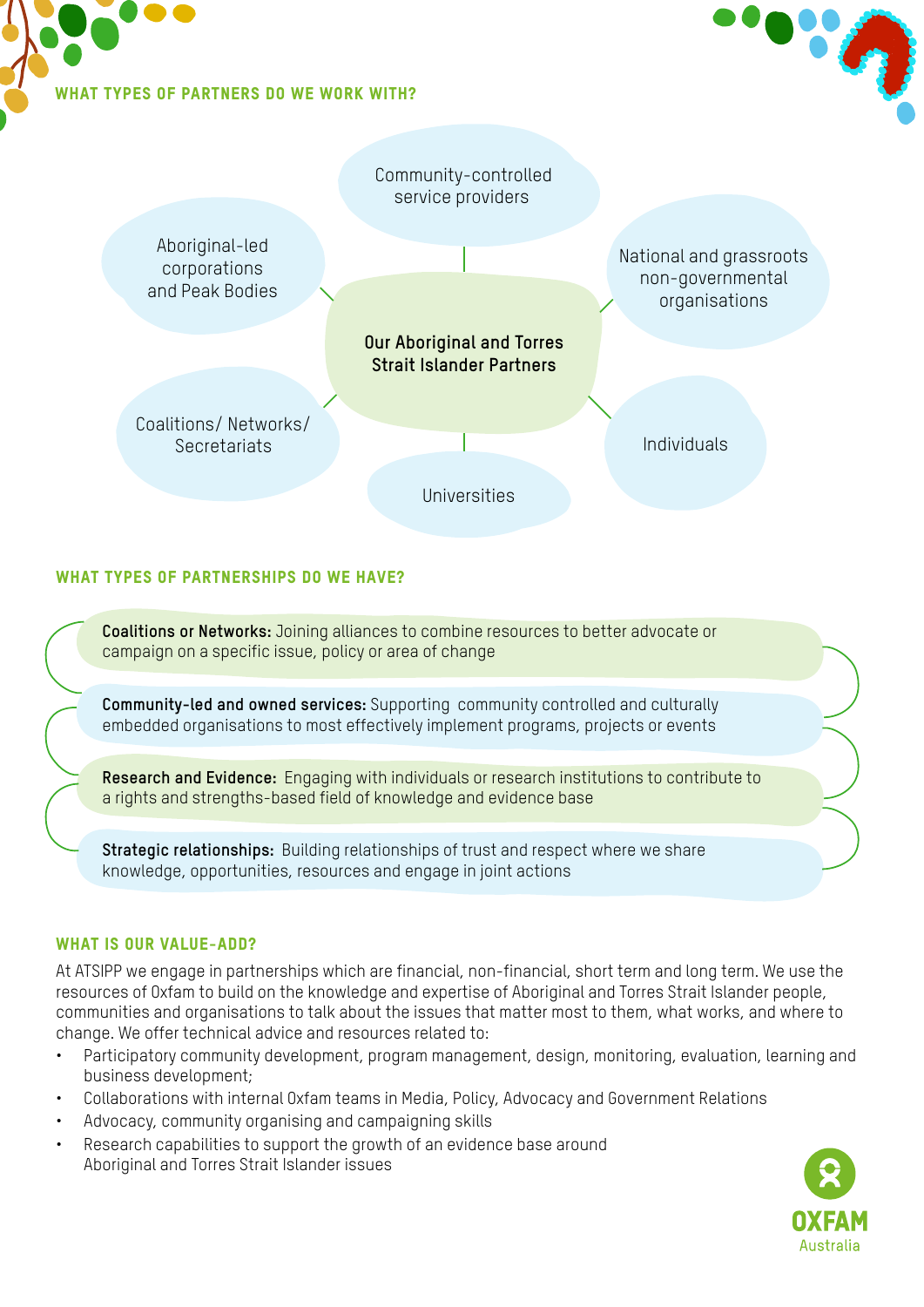## WHAT TYPES OF PARTNERS DO WE WORK WITH?

Our Aboriginal and Torres Strait Islander Partners

Community-controlled service providers

National and grassroots non-governmental organisations

Individuals

Universities

Coalitions/ Networks/ Secretariats

Aboriginal-led corporations and Peak Bodies

## WHAT TYPES OF PARTNERSHIPS DO WE HAVE?

**Coalitions or Networks:** Joining alliances to combine resources to better advocate or campaign on a specific issue, policy or area of change

**Community-led and owned services:** Supporting community controlled and culturally embedded organisations to most effectively implement programs, projects or events

**Research and Evidence:** Engaging with individuals or research institutions to contribute to a rights and strengths-based field of knowledge and evidence base

**Strategic relationships:** Building relationships of trust and respect where we share knowledge, opportunities, resources and engage in joint actions

## WHAT IS OUR VALUE-ADD?

At ATSIPP we engage in partnerships which are financial, non-financial, short term and long term. We use the resources of Oxfam to build on the knowledge and expertise of Aboriginal and Torres Strait Islander people, communities and organisations to talk about the issues that matter most to them, what works, and where to change. We offer technical advice and resources related to:

- Participatory community development, program management, design, monitoring, evaluation, learning and business development;
- Collaborations with internal Oxfam teams in Media, Policy, Advocacy and Government Relations
- Advocacy, community organising and campaigning skills
- Research capabilities to support the growth of an evidence base around Aboriginal and Torres Strait Islander issues

OXFAM Australia